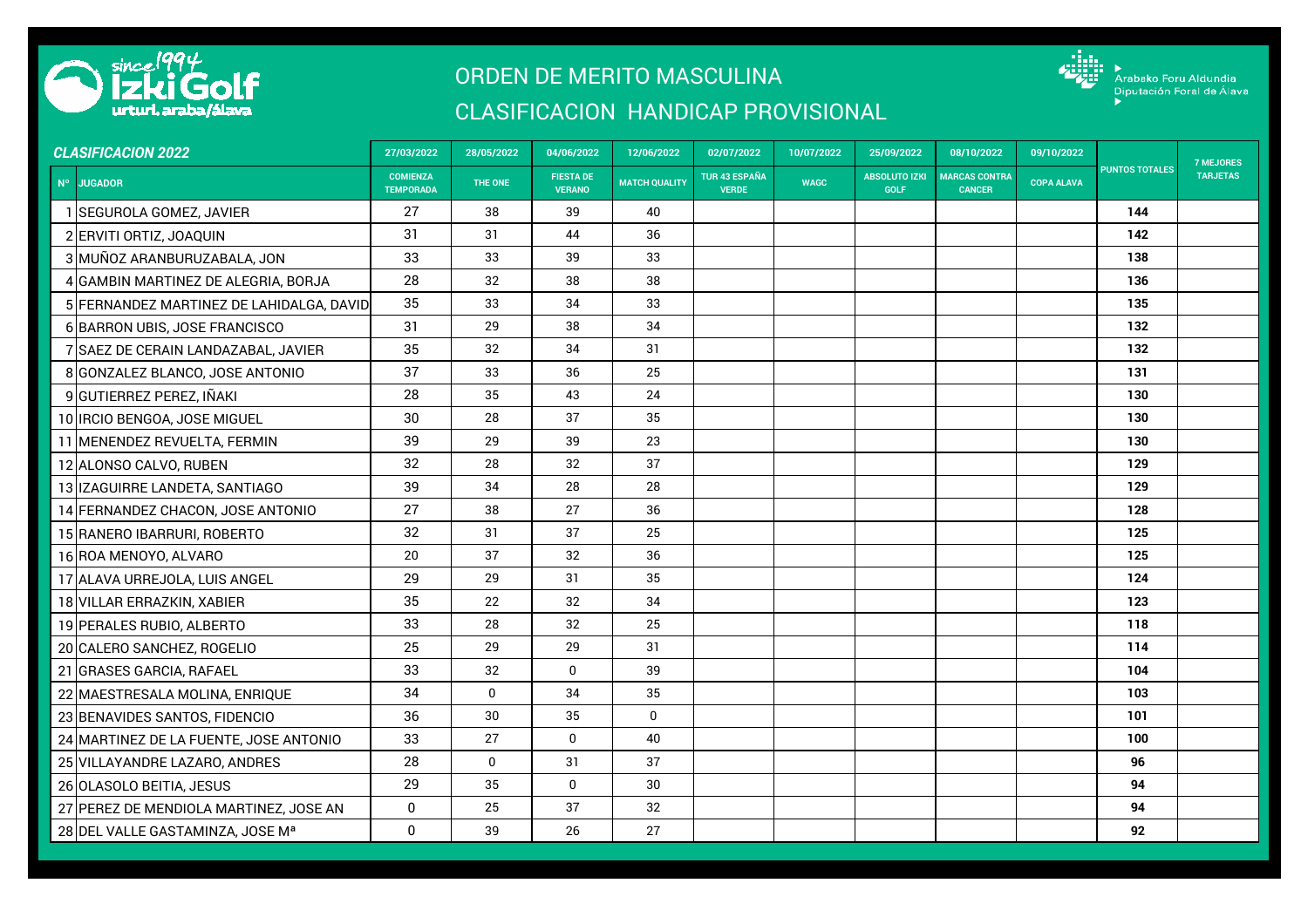since 1994 Izki Golf urturi. araba/álava

# ORDEN DE MERITO MASCULINA

## CLASIFICACION HANDICAP PROVISIONAL

Arabako Foru Aldundia Diputación Foral de Álava

| *CLASIFICACION 2022* | | 27/03/2022 | 28/05/2022 | 04/06/2022 | 12/06/2022 | 02/07/2022 | 10/07/2022 | 25/09/2022 | 08/10/2022 | 09/10/2022 | PUNTOS TOTALES | 7 MEJORES TARJETAS |
|---|---|---|---|---|---|---|---|---|---|---|---|---|
| Nº | JUGADOR | COMIENZA TEMPORADA | THE ONE | FIESTA DE VERANO | MATCH QUALITY | TUR 43 ESPAÑA VERDE | WAGC | ABSOLUTO IZKI GOLF | MARCAS CONTRA CANCER | COPA ALAVA | | |
| 1 | SEGUROLA GOMEZ, JAVIER | 27 | 38 | 39 | 40 | | | | | | **144** | |
| 2 | ERVITI ORTIZ, JOAQUIN | 31 | 31 | 44 | 36 | | | | | | **142** | |
| 3 | MUÑOZ ARANBURUZABALA, JON | 33 | 33 | 39 | 33 | | | | | | **138** | |
| 4 | GAMBIN MARTINEZ DE ALEGRIA, BORJA | 28 | 32 | 38 | 38 | | | | | | **136** | |
| 5 | FERNANDEZ MARTINEZ DE LAHIDALGA, DAVID | 35 | 33 | 34 | 33 | | | | | | **135** | |
| 6 | BARRON UBIS, JOSE FRANCISCO | 31 | 29 | 38 | 34 | | | | | | **132** | |
| 7 | SAEZ DE CERAIN LANDAZABAL, JAVIER | 35 | 32 | 34 | 31 | | | | | | **132** | |
| 8 | GONZALEZ BLANCO, JOSE ANTONIO | 37 | 33 | 36 | 25 | | | | | | **131** | |
| 9 | GUTIERREZ PEREZ, IÑAKI | 28 | 35 | 43 | 24 | | | | | | **130** | |
| 10 | IRCIO BENGOA, JOSE MIGUEL | 30 | 28 | 37 | 35 | | | | | | **130** | |
| 11 | MENENDEZ REVUELTA, FERMIN | 39 | 29 | 39 | 23 | | | | | | **130** | |
| 12 | ALONSO CALVO, RUBEN | 32 | 28 | 32 | 37 | | | | | | **129** | |
| 13 | IZAGUIRRE LANDETA, SANTIAGO | 39 | 34 | 28 | 28 | | | | | | **129** | |
| 14 | FERNANDEZ CHACON, JOSE ANTONIO | 27 | 38 | 27 | 36 | | | | | | **128** | |
| 15 | RANERO IBARRURI, ROBERTO | 32 | 31 | 37 | 25 | | | | | | **125** | |
| 16 | ROA MENOYO, ALVARO | 20 | 37 | 32 | 36 | | | | | | **125** | |
| 17 | ALAVA URREJOLA, LUIS ANGEL | 29 | 29 | 31 | 35 | | | | | | **124** | |
| 18 | VILLAR ERRAZKIN, XABIER | 35 | 22 | 32 | 34 | | | | | | **123** | |
| 19 | PERALES RUBIO, ALBERTO | 33 | 28 | 32 | 25 | | | | | | **118** | |
| 20 | CALERO SANCHEZ, ROGELIO | 25 | 29 | 29 | 31 | | | | | | **114** | |
| 21 | GRASES GARCIA, RAFAEL | 33 | 32 | 0 | 39 | | | | | | **104** | |
| 22 | MAESTRESALA MOLINA, ENRIQUE | 34 | 0 | 34 | 35 | | | | | | **103** | |
| 23 | BENAVIDES SANTOS, FIDENCIO | 36 | 30 | 35 | 0 | | | | | | **101** | |
| 24 | MARTINEZ DE LA FUENTE, JOSE ANTONIO | 33 | 27 | 0 | 40 | | | | | | **100** | |
| 25 | VILLAYANDRE LAZARO, ANDRES | 28 | 0 | 31 | 37 | | | | | | **96** | |
| 26 | OLASOLO BEITIA, JESUS | 29 | 35 | 0 | 30 | | | | | | **94** | |
| 27 | PEREZ DE MENDIOLA MARTINEZ, JOSE AN | 0 | 25 | 37 | 32 | | | | | | **94** | |
| 28 | DEL VALLE GASTAMINZA, JOSE Mª | 0 | 39 | 26 | 27 | | | | | | **92** | |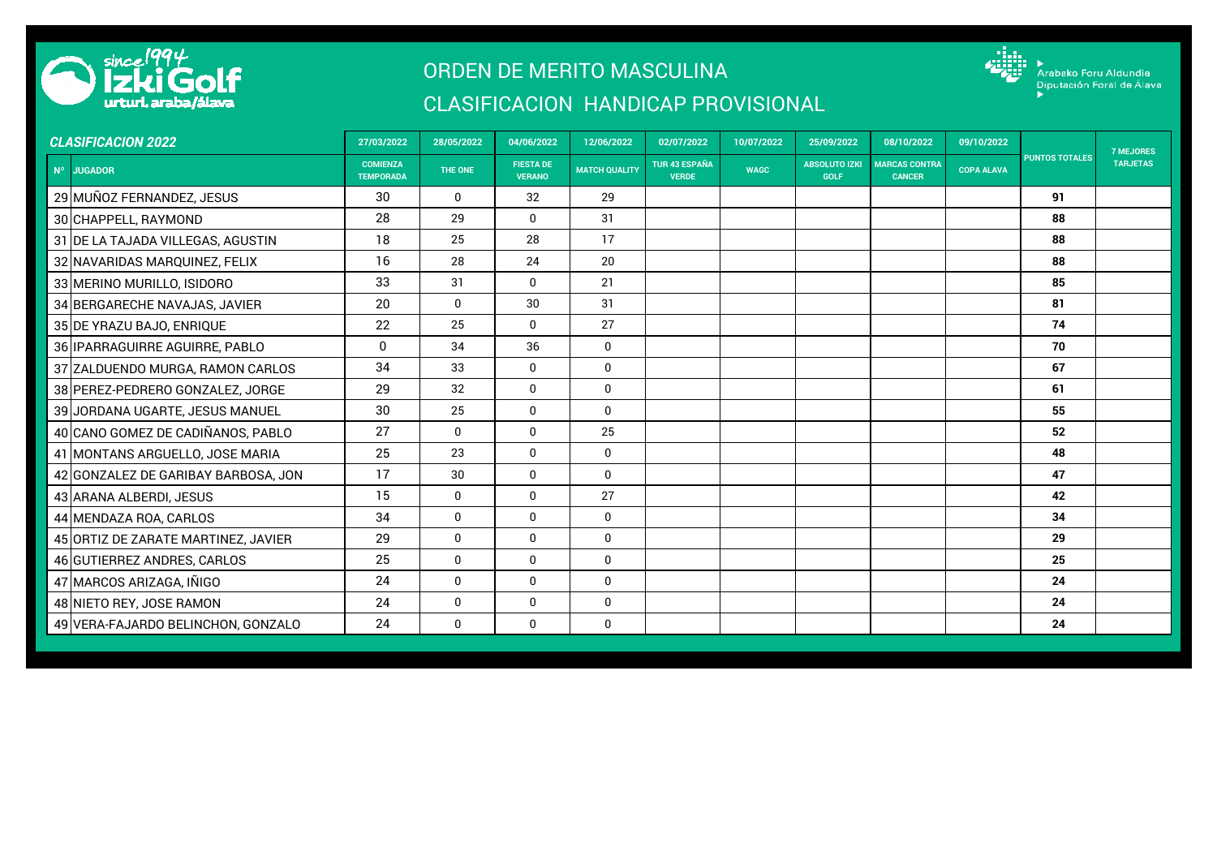# ORDEN DE MERITO MASCULINA

## CLASIFICACION HANDICAP PROVISIONAL

Arabako Foru Aldundia
Diputación Foral de Álava

| CLASIFICACION 2022 | | 27/03/2022 | 28/05/2022 | 04/06/2022 | 12/06/2022 | 02/07/2022 | 10/07/2022 | 25/09/2022 | 08/10/2022 | 09/10/2022 | PUNTOS TOTALES | 7 MEJORES TARJETAS |
|---|---|---|---|---|---|---|---|---|---|---|---|---|
| Nº | JUGADOR | COMIENZA TEMPORADA | THE ONE | FIESTA DE VERANO | MATCH QUALITY | TUR 43 ESPAÑA VERDE | WAGC | ABSOLUTO IZKI GOLF | MARCAS CONTRA CANCER | COPA ALAVA | | |
| 29 | MUÑOZ FERNANDEZ, JESUS | 30 | 0 | 32 | 29 | | | | | | 91 | |
| 30 | CHAPPELL, RAYMOND | 28 | 29 | 0 | 31 | | | | | | 88 | |
| 31 | DE LA TAJADA VILLEGAS, AGUSTIN | 18 | 25 | 28 | 17 | | | | | | 88 | |
| 32 | NAVARIDAS MARQUINEZ, FELIX | 16 | 28 | 24 | 20 | | | | | | 88 | |
| 33 | MERINO MURILLO, ISIDORO | 33 | 31 | 0 | 21 | | | | | | 85 | |
| 34 | BERGARECHE NAVAJAS, JAVIER | 20 | 0 | 30 | 31 | | | | | | 81 | |
| 35 | DE YRAZU BAJO, ENRIQUE | 22 | 25 | 0 | 27 | | | | | | 74 | |
| 36 | IPARRAGUIRRE AGUIRRE, PABLO | 0 | 34 | 36 | 0 | | | | | | 70 | |
| 37 | ZALDUENDO MURGA, RAMON CARLOS | 34 | 33 | 0 | 0 | | | | | | 67 | |
| 38 | PEREZ-PEDRERO GONZALEZ, JORGE | 29 | 32 | 0 | 0 | | | | | | 61 | |
| 39 | JORDANA UGARTE, JESUS MANUEL | 30 | 25 | 0 | 0 | | | | | | 55 | |
| 40 | CANO GOMEZ DE CADIÑANOS, PABLO | 27 | 0 | 0 | 25 | | | | | | 52 | |
| 41 | MONTANS ARGUELLO, JOSE MARIA | 25 | 23 | 0 | 0 | | | | | | 48 | |
| 42 | GONZALEZ DE GARIBAY BARBOSA, JON | 17 | 30 | 0 | 0 | | | | | | 47 | |
| 43 | ARANA ALBERDI, JESUS | 15 | 0 | 0 | 27 | | | | | | 42 | |
| 44 | MENDAZA ROA, CARLOS | 34 | 0 | 0 | 0 | | | | | | 34 | |
| 45 | ORTIZ DE ZARATE MARTINEZ, JAVIER | 29 | 0 | 0 | 0 | | | | | | 29 | |
| 46 | GUTIERREZ ANDRES, CARLOS | 25 | 0 | 0 | 0 | | | | | | 25 | |
| 47 | MARCOS ARIZAGA, IÑIGO | 24 | 0 | 0 | 0 | | | | | | 24 | |
| 48 | NIETO REY, JOSE RAMON | 24 | 0 | 0 | 0 | | | | | | 24 | |
| 49 | VERA-FAJARDO BELINCHON, GONZALO | 24 | 0 | 0 | 0 | | | | | | 24 | |